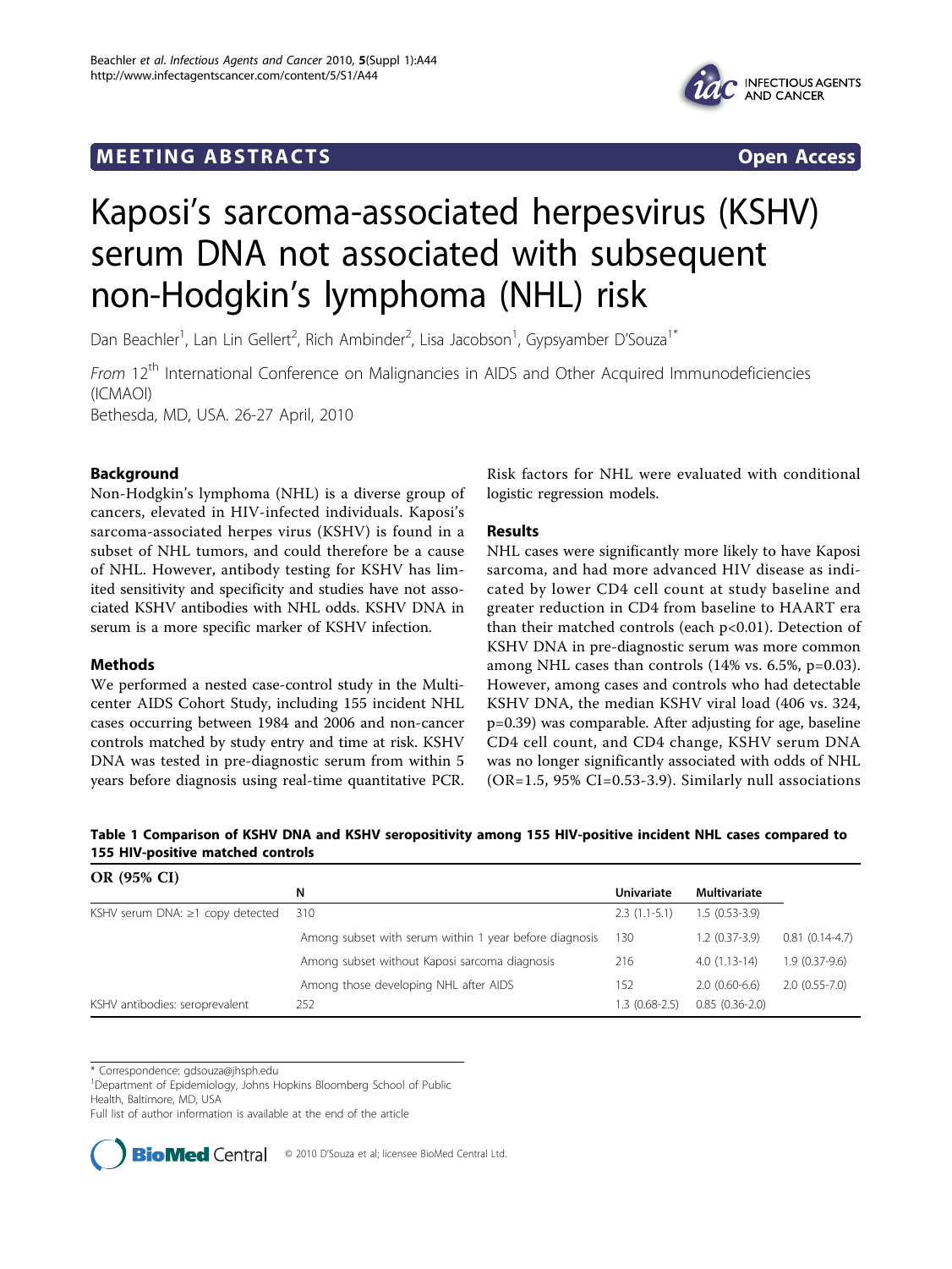# Kaposi's sarcoma-associated herpesvirus (KSHV) serum DNA not associated with subsequent non-Hodgkin's lymphoma (NHL) risk

Dan Beachler[1], Lan Lin Gellert[2], Rich Ambinder[2], Lisa Jacobson[1], Gypsyamber D'Souza[1*]

*From* 12[th] International Conference on Malignancies in AIDS and Other Acquired Immunodeficiencies (ICMAOI)
Bethesda, MD, USA. 26-27 April, 2010

## Background

Non-Hodgkin's lymphoma (NHL) is a diverse group of cancers, elevated in HIV-infected individuals. Kaposi's sarcoma-associated herpes virus (KSHV) is found in a subset of NHL tumors, and could therefore be a cause of NHL. However, antibody testing for KSHV has limited sensitivity and specificity and studies have not associated KSHV antibodies with NHL odds. KSHV DNA in serum is a more specific marker of KSHV infection.

## Methods

We performed a nested case-control study in the Multicenter AIDS Cohort Study, including 155 incident NHL cases occurring between 1984 and 2006 and non-cancer controls matched by study entry and time at risk. KSHV DNA was tested in pre-diagnostic serum from within 5 years before diagnosis using real-time quantitative PCR. Risk factors for NHL were evaluated with conditional logistic regression models.

## Results

NHL cases were significantly more likely to have Kaposi sarcoma, and had more advanced HIV disease as indicated by lower CD4 cell count at study baseline and greater reduction in CD4 from baseline to HAART era than their matched controls (each $p<0.01$). Detection of KSHV DNA in pre-diagnostic serum was more common among NHL cases than controls (14% vs. 6.5%, $p=0.03$). However, among cases and controls who had detectable KSHV DNA, the median KSHV viral load (406 vs. 324, $p=0.39$) was comparable. After adjusting for age, baseline CD4 cell count, and CD4 change, KSHV serum DNA was no longer significantly associated with odds of NHL (OR=1.5, 95% CI=0.53-3.9). Similarly null associations

**Table 1 Comparison of KSHV DNA and KSHV seropositivity among 155 HIV-positive incident NHL cases compared to 155 HIV-positive matched controls**

| OR (95% CI) | | N | Univariate | Multivariate |
|---|---|---|---|---|
| KSHV serum DNA: ≥1 copy detected | | 310 | 2.3 (1.1-5.1) | 1.5 (0.53-3.9) |
| | Among subset with serum within 1 year before diagnosis | 130 | 1.2 (0.37-3.9) | 0.81 (0.14-4.7) |
| | Among subset without Kaposi sarcoma diagnosis | 216 | 4.0 (1.13-14) | 1.9 (0.37-9.6) |
| | Among those developing NHL after AIDS | 152 | 2.0 (0.60-6.6) | 2.0 (0.55-7.0) |
| KSHV antibodies: seroprevalent | | 252 | 1.3 (0.68-2.5) | 0.85 (0.36-2.0) |

\* Correspondence: gdsouza@jhsph.edu
[1]Department of Epidemiology, Johns Hopkins Bloomberg School of Public Health, Baltimore, MD, USA
Full list of author information is available at the end of the article

© 2010 D'Souza et al; licensee BioMed Central Ltd.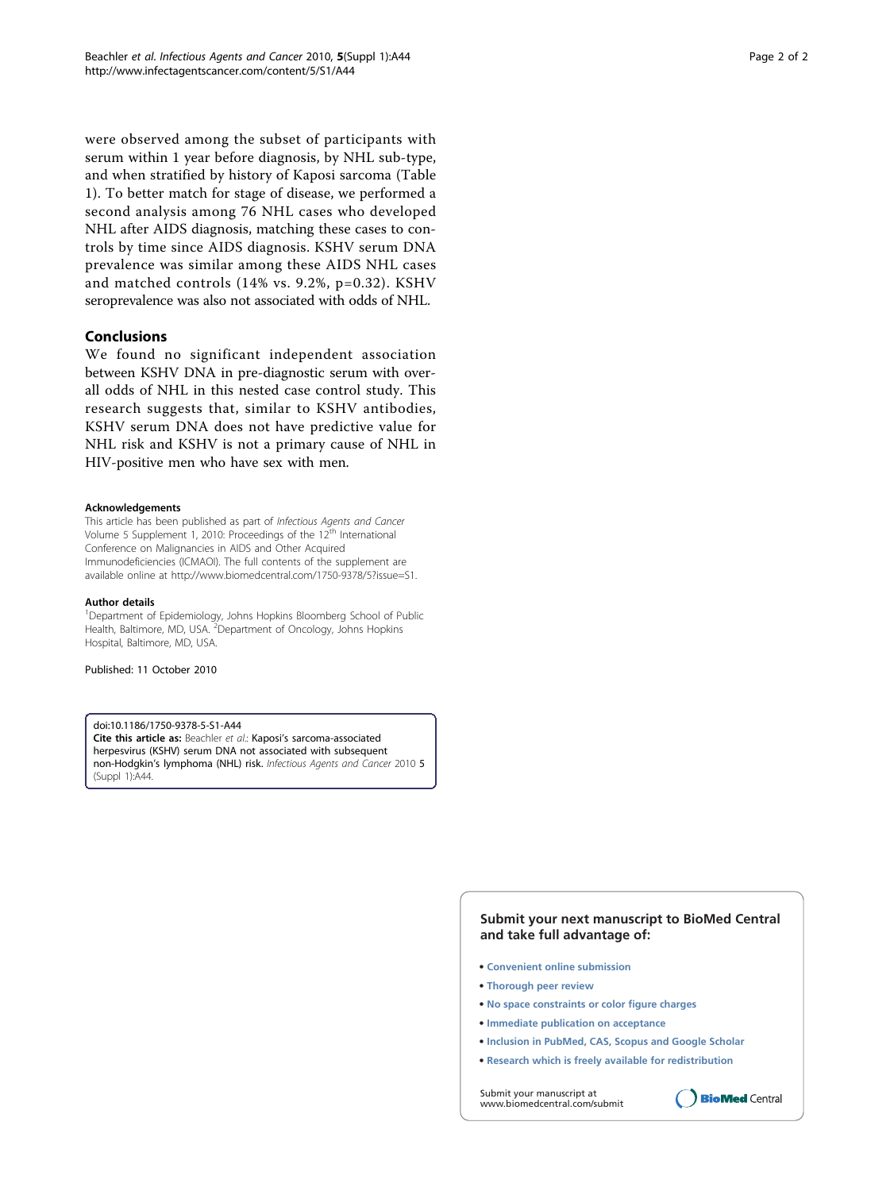were observed among the subset of participants with serum within 1 year before diagnosis, by NHL sub-type, and when stratified by history of Kaposi sarcoma (Table 1). To better match for stage of disease, we performed a second analysis among 76 NHL cases who developed NHL after AIDS diagnosis, matching these cases to controls by time since AIDS diagnosis. KSHV serum DNA prevalence was similar among these AIDS NHL cases and matched controls (14% vs. 9.2%, p=0.32). KSHV seroprevalence was also not associated with odds of NHL.

## Conclusions

We found no significant independent association between KSHV DNA in pre-diagnostic serum with overall odds of NHL in this nested case control study. This research suggests that, similar to KSHV antibodies, KSHV serum DNA does not have predictive value for NHL risk and KSHV is not a primary cause of NHL in HIV-positive men who have sex with men.

#### Acknowledgements

This article has been published as part of *Infectious Agents and Cancer* Volume 5 Supplement 1, 2010: Proceedings of the 12th International Conference on Malignancies in AIDS and Other Acquired Immunodeficiencies (ICMAOI). The full contents of the supplement are available online at http://www.biomedcentral.com/1750-9378/5?issue=S1.

#### Author details

[1]Department of Epidemiology, Johns Hopkins Bloomberg School of Public Health, Baltimore, MD, USA. [2]Department of Oncology, Johns Hopkins Hospital, Baltimore, MD, USA.

Published: 11 October 2010

doi:10.1186/1750-9378-5-S1-A44
**Cite this article as:** Beachler *et al.*: Kaposi's sarcoma-associated herpesvirus (KSHV) serum DNA not associated with subsequent non-Hodgkin's lymphoma (NHL) risk. *Infectious Agents and Cancer* 2010 **5** (Suppl 1):A44.

**Submit your next manuscript to BioMed Central and take full advantage of:**

- Convenient online submission
- Thorough peer review
- No space constraints or color figure charges
- Immediate publication on acceptance
- Inclusion in PubMed, CAS, Scopus and Google Scholar
- Research which is freely available for redistribution

Submit your manuscript at www.biomedcentral.com/submit